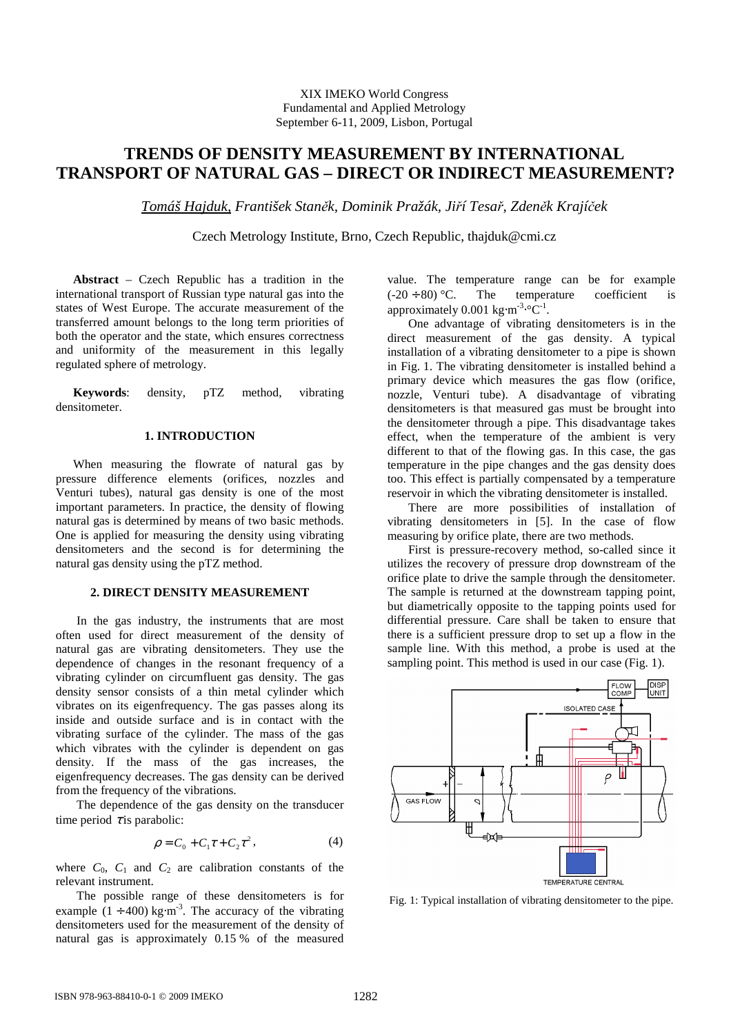XIX IMEKO World Congress
Fundamental and Applied Metrology
September 6-11, 2009, Lisbon, Portugal

# TRENDS OF DENSITY MEASUREMENT BY INTERNATIONAL TRANSPORT OF NATURAL GAS – DIRECT OR INDIRECT MEASUREMENT?

*Tomáš Hajduk, František Staněk, Dominik Pražák, Jiří Tesař, Zdeněk Krajíček*

Czech Metrology Institute, Brno, Czech Republic, thajduk@cmi.cz

**Abstract** – Czech Republic has a tradition in the international transport of Russian type natural gas into the states of West Europe. The accurate measurement of the transferred amount belongs to the long term priorities of both the operator and the state, which ensures correctness and uniformity of the measurement in this legally regulated sphere of metrology.

**Keywords**: density, pTZ method, vibrating densitometer.

## 1. INTRODUCTION

When measuring the flowrate of natural gas by pressure difference elements (orifices, nozzles and Venturi tubes), natural gas density is one of the most important parameters. In practice, the density of flowing natural gas is determined by means of two basic methods. One is applied for measuring the density using vibrating densitometers and the second is for determining the natural gas density using the pTZ method.

## 2. DIRECT DENSITY MEASUREMENT

In the gas industry, the instruments that are most often used for direct measurement of the density of natural gas are vibrating densitometers. They use the dependence of changes in the resonant frequency of a vibrating cylinder on circumfluent gas density. The gas density sensor consists of a thin metal cylinder which vibrates on its eigenfrequency. The gas passes along its inside and outside surface and is in contact with the vibrating surface of the cylinder. The mass of the gas which vibrates with the cylinder is dependent on gas density. If the mass of the gas increases, the eigenfrequency decreases. The gas density can be derived from the frequency of the vibrations.

The dependence of the gas density on the transducer time period $\tau$ is parabolic:

$$\rho = C_0 + C_1\tau + C_2\tau^2, \qquad (4)$$

where $C_0$, $C_1$ and $C_2$ are calibration constants of the relevant instrument.

The possible range of these densitometers is for example $(1 \div 400)$ kg·m$^{-3}$. The accuracy of the vibrating densitometers used for the measurement of the density of natural gas is approximately 0.15 % of the measured value. The temperature range can be for example $(-20 \div 80)$ °C. The temperature coefficient is approximately 0.001 kg·m$^{-3}$·°C$^{-1}$.

One advantage of vibrating densitometers is in the direct measurement of the gas density. A typical installation of a vibrating densitometer to a pipe is shown in Fig. 1. The vibrating densitometer is installed behind a primary device which measures the gas flow (orifice, nozzle, Venturi tube). A disadvantage of vibrating densitometers is that measured gas must be brought into the densitometer through a pipe. This disadvantage takes effect, when the temperature of the ambient is very different to that of the flowing gas. In this case, the gas temperature in the pipe changes and the gas density does too. This effect is partially compensated by a temperature reservoir in which the vibrating densitometer is installed.

There are more possibilities of installation of vibrating densitometers in [5]. In the case of flow measuring by orifice plate, there are two methods.

First is pressure-recovery method, so-called since it utilizes the recovery of pressure drop downstream of the orifice plate to drive the sample through the densitometer. The sample is returned at the downstream tapping point, but diametrically opposite to the tapping points used for differential pressure. Care shall be taken to ensure that there is a sufficient pressure drop to set up a flow in the sample line. With this method, a probe is used at the sampling point. This method is used in our case (Fig. 1).

Fig. 1: Typical installation of vibrating densitometer to the pipe.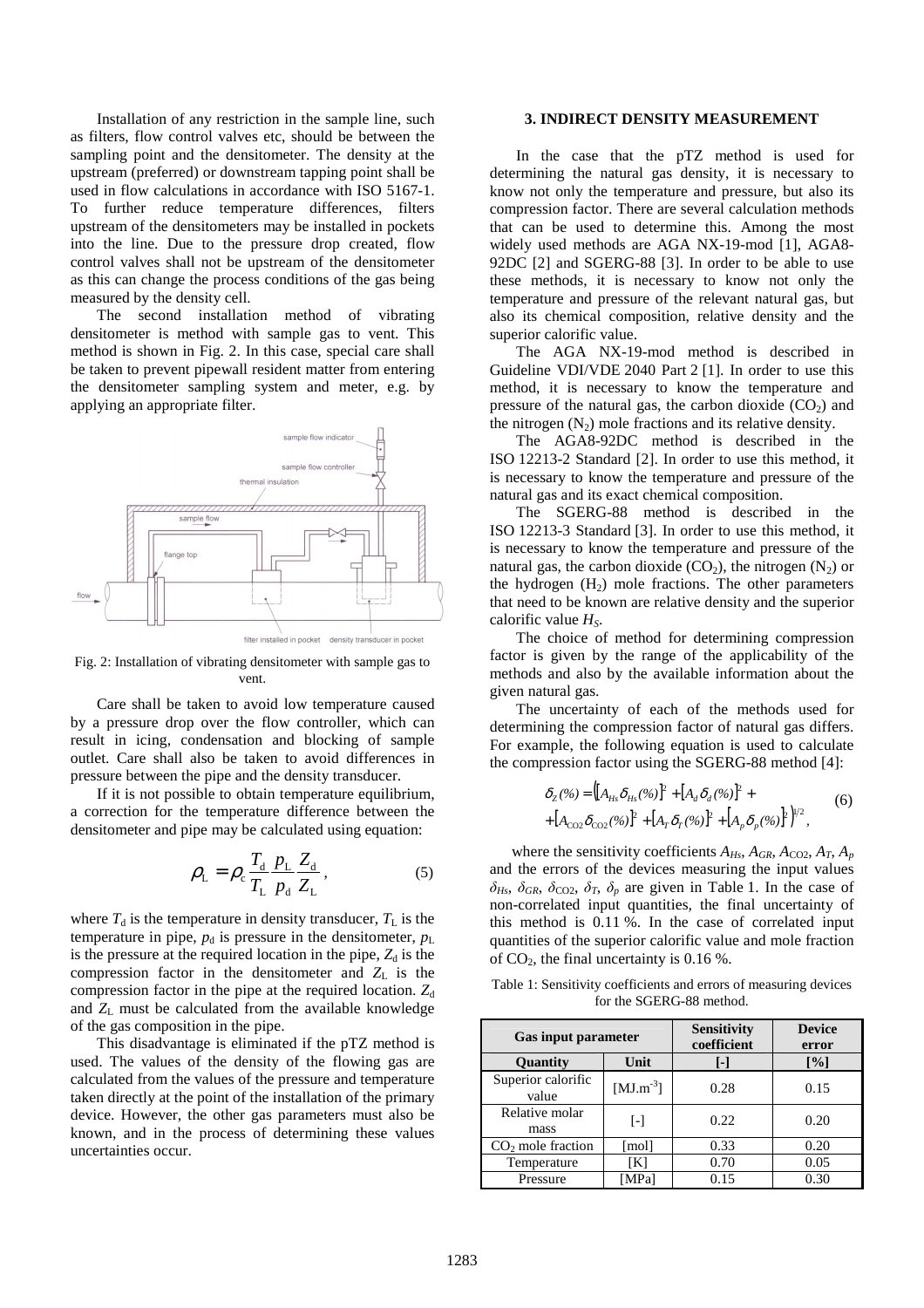Installation of any restriction in the sample line, such as filters, flow control valves etc, should be between the sampling point and the densitometer. The density at the upstream (preferred) or downstream tapping point shall be used in flow calculations in accordance with ISO 5167-1. To further reduce temperature differences, filters upstream of the densitometers may be installed in pockets into the line. Due to the pressure drop created, flow control valves shall not be upstream of the densitometer as this can change the process conditions of the gas being measured by the density cell.

The second installation method of vibrating densitometer is method with sample gas to vent. This method is shown in Fig. 2. In this case, special care shall be taken to prevent pipewall resident matter from entering the densitometer sampling system and meter, e.g. by applying an appropriate filter.

Fig. 2: Installation of vibrating densitometer with sample gas to vent.

Care shall be taken to avoid low temperature caused by a pressure drop over the flow controller, which can result in icing, condensation and blocking of sample outlet. Care shall also be taken to avoid differences in pressure between the pipe and the density transducer.

If it is not possible to obtain temperature equilibrium, a correction for the temperature difference between the densitometer and pipe may be calculated using equation:

$$\rho_L = \rho_c \frac{T_d}{T_L} \frac{p_L}{p_d} \frac{Z_d}{Z_L}, \tag{5}$$

where $T_d$ is the temperature in density transducer, $T_L$ is the temperature in pipe, $p_d$ is pressure in the densitometer, $p_L$ is the pressure at the required location in the pipe, $Z_d$ is the compression factor in the densitometer and $Z_L$ is the compression factor in the pipe at the required location. $Z_d$ and $Z_L$ must be calculated from the available knowledge of the gas composition in the pipe.

This disadvantage is eliminated if the pTZ method is used. The values of the density of the flowing gas are calculated from the values of the pressure and temperature taken directly at the point of the installation of the primary device. However, the other gas parameters must also be known, and in the process of determining these values uncertainties occur.

## 3. INDIRECT DENSITY MEASUREMENT

In the case that the pTZ method is used for determining the natural gas density, it is necessary to know not only the temperature and pressure, but also its compression factor. There are several calculation methods that can be used to determine this. Among the most widely used methods are AGA NX-19-mod [1], AGA8-92DC [2] and SGERG-88 [3]. In order to be able to use these methods, it is necessary to know not only the temperature and pressure of the relevant natural gas, but also its chemical composition, relative density and the superior calorific value.

The AGA NX-19-mod method is described in Guideline VDI/VDE 2040 Part 2 [1]. In order to use this method, it is necessary to know the temperature and pressure of the natural gas, the carbon dioxide ($CO_2$) and the nitrogen ($N_2$) mole fractions and its relative density.

The AGA8-92DC method is described in the ISO 12213-2 Standard [2]. In order to use this method, it is necessary to know the temperature and pressure of the natural gas and its exact chemical composition.

The SGERG-88 method is described in the ISO 12213-3 Standard [3]. In order to use this method, it is necessary to know the temperature and pressure of the natural gas, the carbon dioxide ($CO_2$), the nitrogen ($N_2$) or the hydrogen ($H_2$) mole fractions. The other parameters that need to be known are relative density and the superior calorific value $H_S$.

The choice of method for determining compression factor is given by the range of the applicability of the methods and also by the available information about the given natural gas.

The uncertainty of each of the methods used for determining the compression factor of natural gas differs. For example, the following equation is used to calculate the compression factor using the SGERG-88 method [4]:

$$\delta_Z(\%) = \left( \left[A_{Hs}\delta_{Hs}(\%)\right]^2 + \left[A_d\delta_d(\%)\right]^2 + \left[A_{CO2}\delta_{CO2}(\%)\right]^2 + \left[A_T\delta_T(\%)\right]^2 + \left[A_p\delta_p(\%)\right]^2 \right)^{1/2}, \tag{6}$$

where the sensitivity coefficients $A_{Hs}$, $A_{GR}$, $A_{CO2}$, $A_T$, $A_p$ and the errors of the devices measuring the input values $\delta_{Hs}$, $\delta_{GR}$, $\delta_{CO2}$, $\delta_T$, $\delta_p$ are given in Table 1. In the case of non-correlated input quantities, the final uncertainty of this method is 0.11 %. In the case of correlated input quantities of the superior calorific value and mole fraction of $CO_2$, the final uncertainty is 0.16 %.

Table 1: Sensitivity coefficients and errors of measuring devices for the SGERG-88 method.

| Gas input parameter | | Sensitivity coefficient | Device error |
|---|---|---|---|
| **Quantity** | **Unit** | **[-]** | **[%]** |
| Superior calorific value | [MJ.m$^{-3}$] | 0.28 | 0.15 |
| Relative molar mass | [-] | 0.22 | 0.20 |
| $CO_2$ mole fraction | [mol] | 0.33 | 0.20 |
| Temperature | [K] | 0.70 | 0.05 |
| Pressure | [MPa] | 0.15 | 0.30 |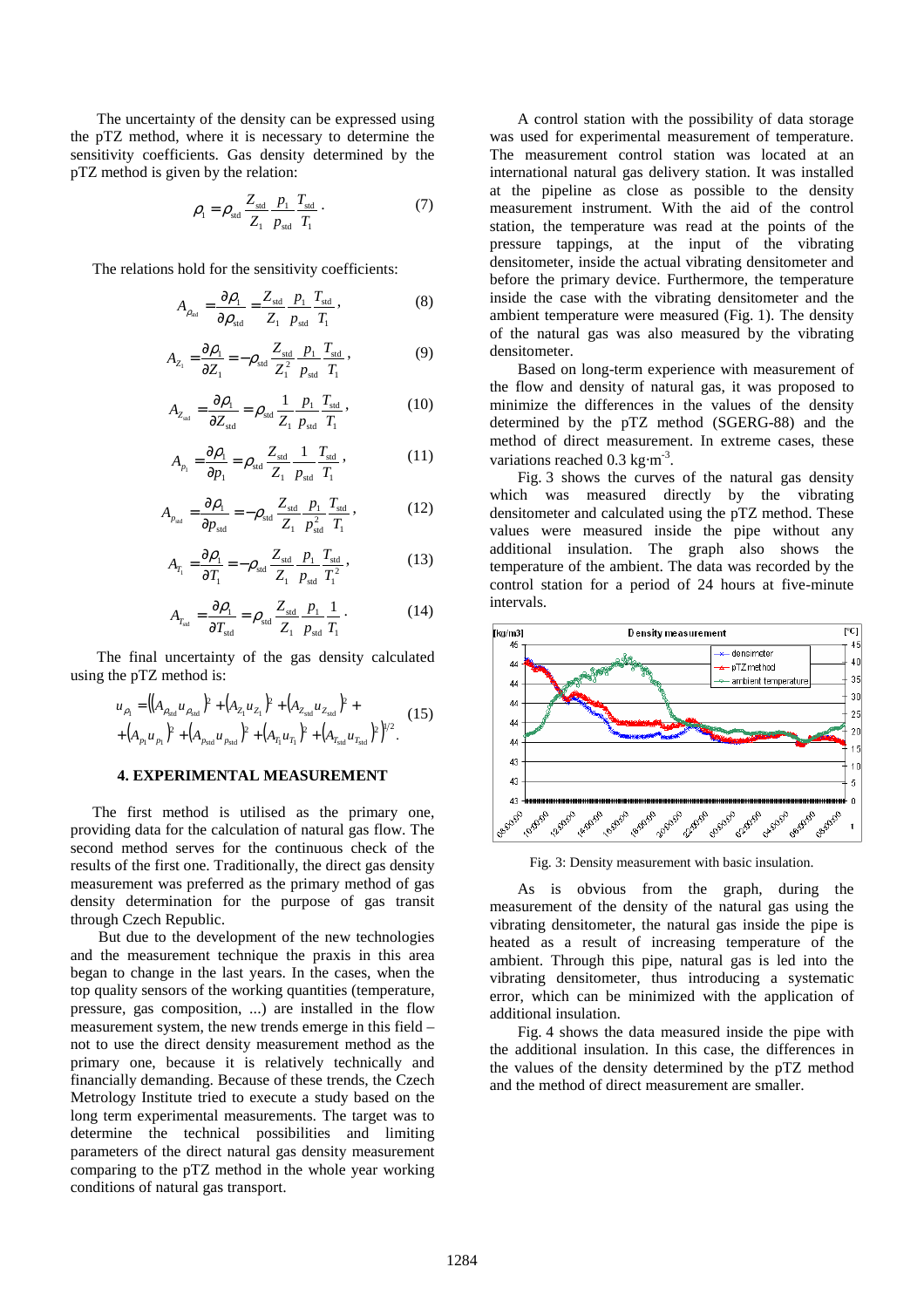The uncertainty of the density can be expressed using the pTZ method, where it is necessary to determine the sensitivity coefficients. Gas density determined by the pTZ method is given by the relation:

$$\rho_1 = \rho_{\mathrm{std}} \frac{Z_{\mathrm{std}}}{Z_1} \frac{p_1}{p_{\mathrm{std}}} \frac{T_{\mathrm{std}}}{T_1} . \tag{7}$$

The relations hold for the sensitivity coefficients:

$$A_{\rho_{\mathrm{std}}} = \frac{\partial \rho_1}{\partial \rho_{\mathrm{std}}} = \frac{Z_{\mathrm{std}}}{Z_1} \frac{p_1}{p_{\mathrm{std}}} \frac{T_{\mathrm{std}}}{T_1} , \tag{8}$$

$$A_{Z_1} = \frac{\partial \rho_1}{\partial Z_1} = -\rho_{\mathrm{std}} \frac{Z_{\mathrm{std}}}{Z_1^2} \frac{p_1}{p_{\mathrm{std}}} \frac{T_{\mathrm{std}}}{T_1} , \tag{9}$$

$$A_{Z_{\mathrm{std}}} = \frac{\partial \rho_1}{\partial Z_{\mathrm{std}}} = \rho_{\mathrm{std}} \frac{1}{Z_1} \frac{p_1}{p_{\mathrm{std}}} \frac{T_{\mathrm{std}}}{T_1} , \tag{10}$$

$$A_{p_1} = \frac{\partial \rho_1}{\partial p_1} = \rho_{\mathrm{std}} \frac{Z_{\mathrm{std}}}{Z_1} \frac{1}{p_{\mathrm{std}}} \frac{T_{\mathrm{std}}}{T_1} , \tag{11}$$

$$A_{p_{\mathrm{std}}} = \frac{\partial \rho_1}{\partial p_{\mathrm{std}}} = -\rho_{\mathrm{std}} \frac{Z_{\mathrm{std}}}{Z_1} \frac{p_1}{p_{\mathrm{std}}^2} \frac{T_{\mathrm{std}}}{T_1} , \tag{12}$$

$$A_{T_1} = \frac{\partial \rho_1}{\partial T_1} = -\rho_{\mathrm{std}} \frac{Z_{\mathrm{std}}}{Z_1} \frac{p_1}{p_{\mathrm{std}}} \frac{T_{\mathrm{std}}}{T_1^2} , \tag{13}$$

$$A_{T_{\mathrm{std}}} = \frac{\partial \rho_1}{\partial T_{\mathrm{std}}} = \rho_{\mathrm{std}} \frac{Z_{\mathrm{std}}}{Z_1} \frac{p_1}{p_{\mathrm{std}}} \frac{1}{T_1} . \tag{14}$$

The final uncertainty of the gas density calculated using the pTZ method is:

$$u_{\rho_1} = \Big( \left(A_{\rho_{\mathrm{std}}} u_{\rho_{\mathrm{std}}}\right)^2 + \left(A_{Z_1} u_{Z_1}\right)^2 + \left(A_{Z_{\mathrm{std}}} u_{Z_{\mathrm{std}}}\right)^2 + \left(A_{p_1} u_{p_1}\right)^2 + \left(A_{p_{\mathrm{std}}} u_{p_{\mathrm{std}}}\right)^2 + \left(A_{T_1} u_{T_1}\right)^2 + \left(A_{T_{\mathrm{std}}} u_{T_{\mathrm{std}}}\right)^2 \Big)^{1/2} . \tag{15}$$

## 4. EXPERIMENTAL MEASUREMENT

The first method is utilised as the primary one, providing data for the calculation of natural gas flow. The second method serves for the continuous check of the results of the first one. Traditionally, the direct gas density measurement was preferred as the primary method of gas density determination for the purpose of gas transit through Czech Republic.

But due to the development of the new technologies and the measurement technique the praxis in this area began to change in the last years. In the cases, when the top quality sensors of the working quantities (temperature, pressure, gas composition, ...) are installed in the flow measurement system, the new trends emerge in this field – not to use the direct density measurement method as the primary one, because it is relatively technically and financially demanding. Because of these trends, the Czech Metrology Institute tried to execute a study based on the long term experimental measurements. The target was to determine the technical possibilities and limiting parameters of the direct natural gas density measurement comparing to the pTZ method in the whole year working conditions of natural gas transport.

A control station with the possibility of data storage was used for experimental measurement of temperature. The measurement control station was located at an international natural gas delivery station. It was installed at the pipeline as close as possible to the density measurement instrument. With the aid of the control station, the temperature was read at the points of the pressure tappings, at the input of the vibrating densitometer, inside the actual vibrating densitometer and before the primary device. Furthermore, the temperature inside the case with the vibrating densitometer and the ambient temperature were measured (Fig. 1). The density of the natural gas was also measured by the vibrating densitometer.

Based on long-term experience with measurement of the flow and density of natural gas, it was proposed to minimize the differences in the values of the density determined by the pTZ method (SGERG-88) and the method of direct measurement. In extreme cases, these variations reached 0.3 kg·m$^{-3}$.

Fig. 3 shows the curves of the natural gas density which was measured directly by the vibrating densitometer and calculated using the pTZ method. These values were measured inside the pipe without any additional insulation. The graph also shows the temperature of the ambient. The data was recorded by the control station for a period of 24 hours at five-minute intervals.

Fig. 3: Density measurement with basic insulation.

As is obvious from the graph, during the measurement of the density of the natural gas using the vibrating densitometer, the natural gas inside the pipe is heated as a result of increasing temperature of the ambient. Through this pipe, natural gas is led into the vibrating densitometer, thus introducing a systematic error, which can be minimized with the application of additional insulation.

Fig. 4 shows the data measured inside the pipe with the additional insulation. In this case, the differences in the values of the density determined by the pTZ method and the method of direct measurement are smaller.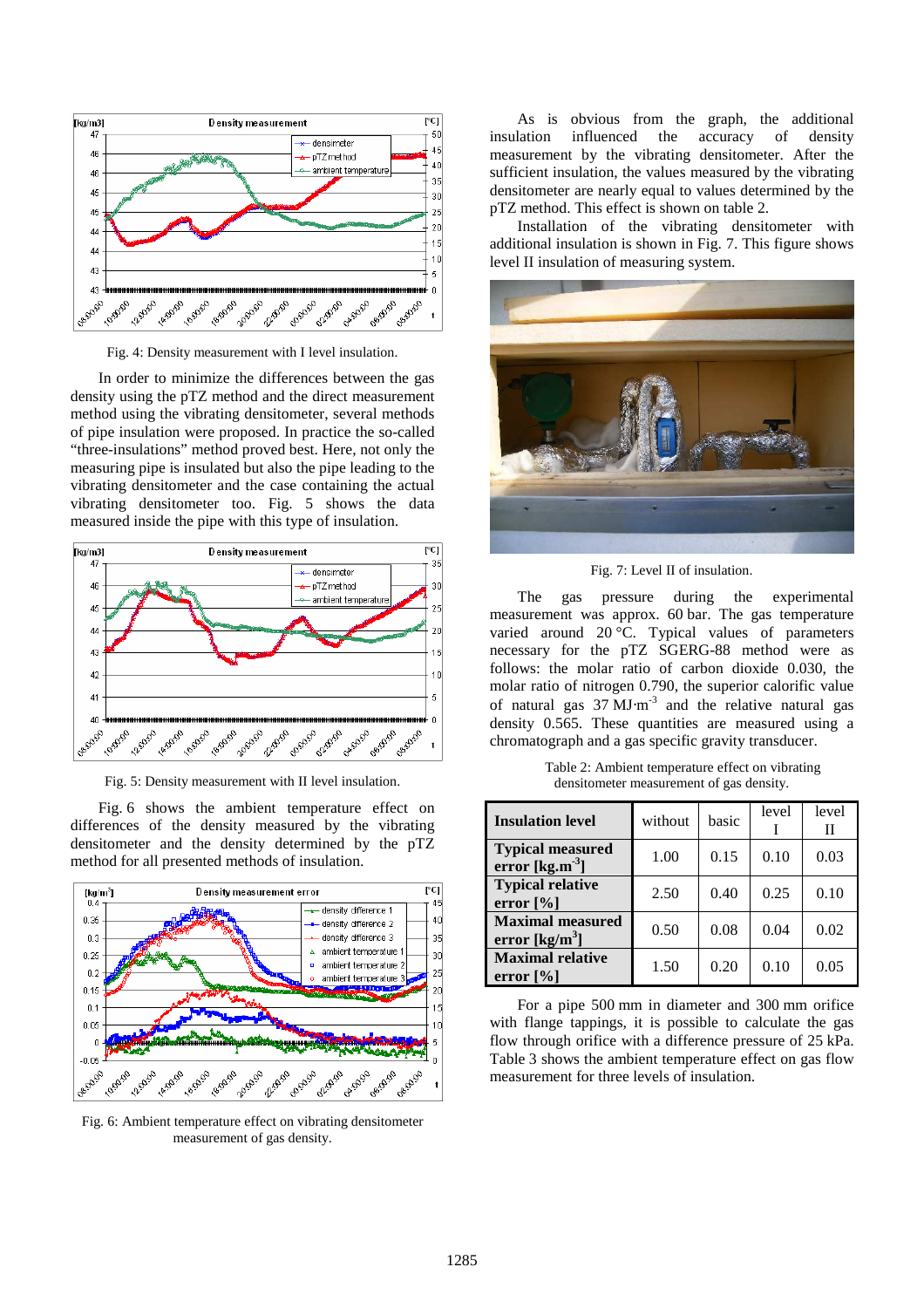Fig. 4: Density measurement with I level insulation.

In order to minimize the differences between the gas density using the pTZ method and the direct measurement method using the vibrating densitometer, several methods of pipe insulation were proposed. In practice the so-called “three-insulations” method proved best. Here, not only the measuring pipe is insulated but also the pipe leading to the vibrating densitometer and the case containing the actual vibrating densitometer too. Fig. 5 shows the data measured inside the pipe with this type of insulation.

Fig. 5: Density measurement with II level insulation.

Fig. 6 shows the ambient temperature effect on differences of the density measured by the vibrating densitometer and the density determined by the pTZ method for all presented methods of insulation.

Fig. 6: Ambient temperature effect on vibrating densitometer measurement of gas density.

As is obvious from the graph, the additional insulation influenced the accuracy of density measurement by the vibrating densitometer. After the sufficient insulation, the values measured by the vibrating densitometer are nearly equal to values determined by the pTZ method. This effect is shown on table 2.

Installation of the vibrating densitometer with additional insulation is shown in Fig. 7. This figure shows level II insulation of measuring system.

Fig. 7: Level II of insulation.

The gas pressure during the experimental measurement was approx. 60 bar. The gas temperature varied around 20 °C. Typical values of parameters necessary for the pTZ SGERG-88 method were as follows: the molar ratio of carbon dioxide 0.030, the molar ratio of nitrogen 0.790, the superior calorific value of natural gas 37 MJ·m$^{-3}$ and the relative natural gas density 0.565. These quantities are measured using a chromatograph and a gas specific gravity transducer.

Table 2: Ambient temperature effect on vibrating densitometer measurement of gas density.

| **Insulation level** | without | basic | level I | level II |
|---|---|---|---|---|
| **Typical measured error [kg.m$^{-3}$]** | 1.00 | 0.15 | 0.10 | 0.03 |
| **Typical relative error [%]** | 2.50 | 0.40 | 0.25 | 0.10 |
| **Maximal measured error [kg/m$^3$]** | 0.50 | 0.08 | 0.04 | 0.02 |
| **Maximal relative error [%]** | 1.50 | 0.20 | 0.10 | 0.05 |

For a pipe 500 mm in diameter and 300 mm orifice with flange tappings, it is possible to calculate the gas flow through orifice with a difference pressure of 25 kPa. Table 3 shows the ambient temperature effect on gas flow measurement for three levels of insulation.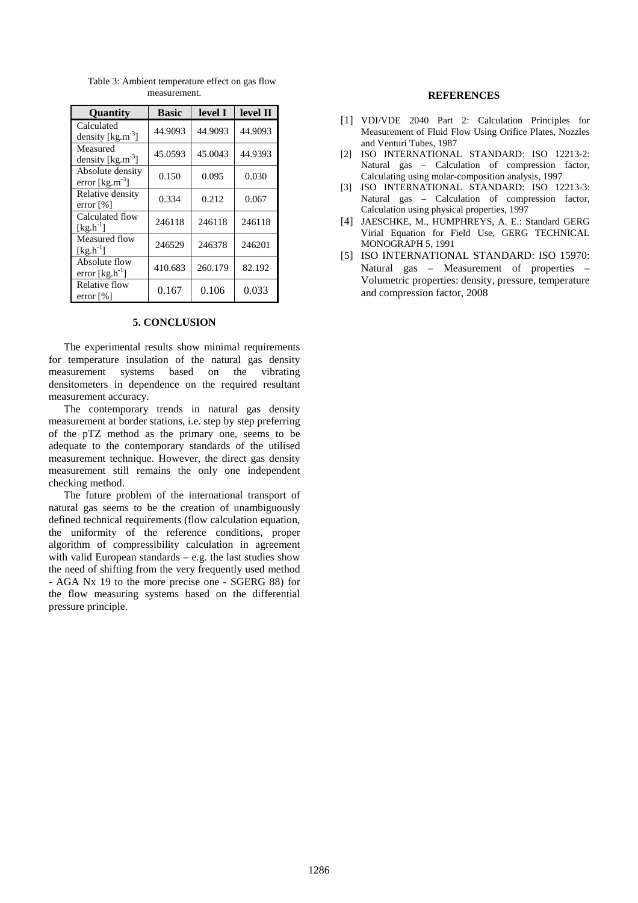Table 3: Ambient temperature effect on gas flow measurement.

| Quantity | Basic | level I | level II |
|---|---|---|---|
| Calculated density [$kg.m^{-3}$] | 44.9093 | 44.9093 | 44.9093 |
| Measured density [$kg.m^{-3}$] | 45.0593 | 45.0043 | 44.9393 |
| Absolute density error [$kg.m^{-3}$] | 0.150 | 0.095 | 0.030 |
| Relative density error [%] | 0.334 | 0.212 | 0.067 |
| Calculated flow [$kg.h^{-1}$] | 246118 | 246118 | 246118 |
| Measured flow [$kg.h^{-1}$] | 246529 | 246378 | 246201 |
| Absolute flow error [$kg.h^{-1}$] | 410.683 | 260.179 | 82.192 |
| Relative flow error [%] | 0.167 | 0.106 | 0.033 |

## 5. CONCLUSION

The experimental results show minimal requirements for temperature insulation of the natural gas density measurement systems based on the vibrating densitometers in dependence on the required resultant measurement accuracy.

The contemporary trends in natural gas density measurement at border stations, i.e. step by step preferring of the pTZ method as the primary one, seems to be adequate to the contemporary standards of the utilised measurement technique. However, the direct gas density measurement still remains the only one independent checking method.

The future problem of the international transport of natural gas seems to be the creation of unambiguously defined technical requirements (flow calculation equation, the uniformity of the reference conditions, proper algorithm of compressibility calculation in agreement with valid European standards – e.g. the last studies show the need of shifting from the very frequently used method - AGA Nx 19 to the more precise one - SGERG 88) for the flow measuring systems based on the differential pressure principle.

## REFERENCES

[1] VDI/VDE 2040 Part 2: Calculation Principles for Measurement of Fluid Flow Using Orifice Plates, Nozzles and Venturi Tubes, 1987

[2] ISO INTERNATIONAL STANDARD: ISO 12213-2: Natural gas – Calculation of compression factor, Calculating using molar-composition analysis, 1997

[3] ISO INTERNATIONAL STANDARD: ISO 12213-3: Natural gas – Calculation of compression factor, Calculation using physical properties, 1997

[4] JAESCHKE, M., HUMPHREYS, A. E.: Standard GERG Virial Equation for Field Use, GERG TECHNICAL MONOGRAPH 5, 1991

[5] ISO INTERNATIONAL STANDARD: ISO 15970: Natural gas – Measurement of properties – Volumetric properties: density, pressure, temperature and compression factor, 2008